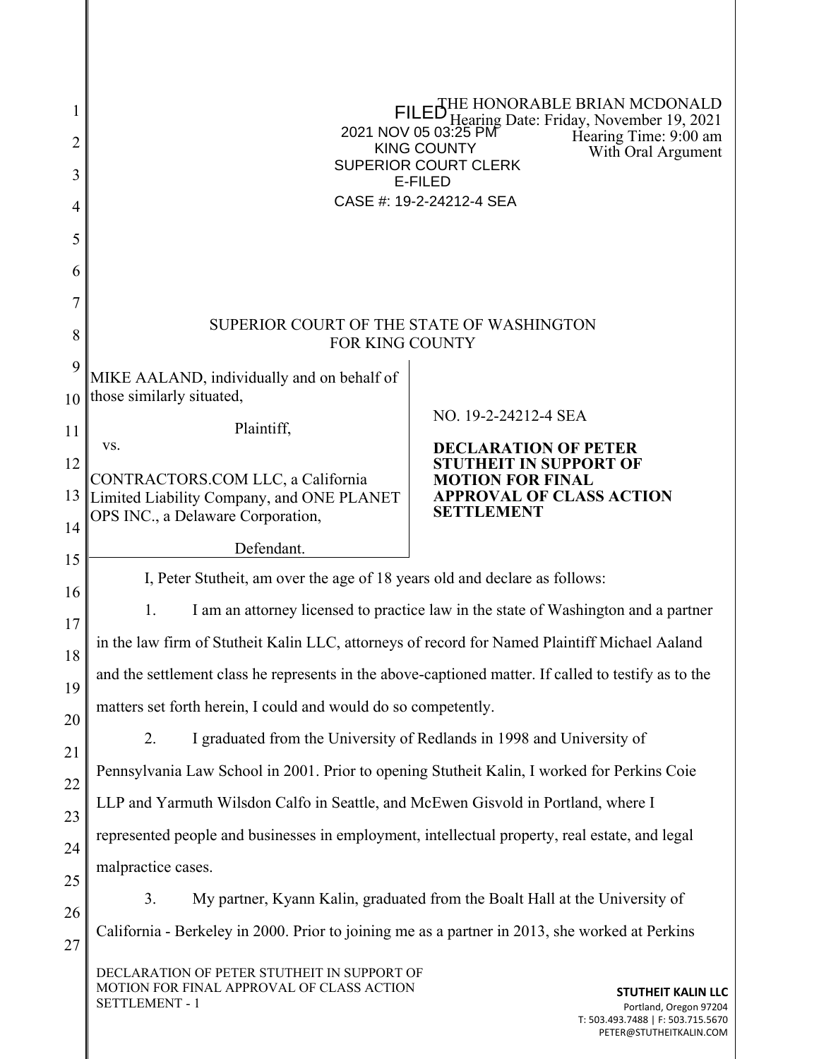FILED
2021 NOV 05 03:25 PM
KING COUNTY
SUPERIOR COURT CLERK
E-FILED
CASE #: 19-2-24212-4 SEA

THE HONORABLE BRIAN MCDONALD
Hearing Date: Friday, November 19, 2021
Hearing Time: 9:00 am
With Oral Argument

SUPERIOR COURT OF THE STATE OF WASHINGTON
FOR KING COUNTY

| | |
|---|---|
| MIKE AALAND, individually and on behalf of those similarly situated,<br><br>Plaintiff,<br><br>vs.<br><br>CONTRACTORS.COM LLC, a California Limited Liability Company, and ONE PLANET OPS INC., a Delaware Corporation,<br><br>Defendant. | NO. 19-2-24212-4 SEA<br><br>**DECLARATION OF PETER STUTHEIT IN SUPPORT OF MOTION FOR FINAL APPROVAL OF CLASS ACTION SETTLEMENT** |

I, Peter Stutheit, am over the age of 18 years old and declare as follows:

1. I am an attorney licensed to practice law in the state of Washington and a partner in the law firm of Stutheit Kalin LLC, attorneys of record for Named Plaintiff Michael Aaland and the settlement class he represents in the above-captioned matter. If called to testify as to the matters set forth herein, I could and would do so competently.

2. I graduated from the University of Redlands in 1998 and University of Pennsylvania Law School in 2001. Prior to opening Stutheit Kalin, I worked for Perkins Coie LLP and Yarmuth Wilsdon Calfo in Seattle, and McEwen Gisvold in Portland, where I represented people and businesses in employment, intellectual property, real estate, and legal malpractice cases.

3. My partner, Kyann Kalin, graduated from the Boalt Hall at the University of California - Berkeley in 2000. Prior to joining me as a partner in 2013, she worked at Perkins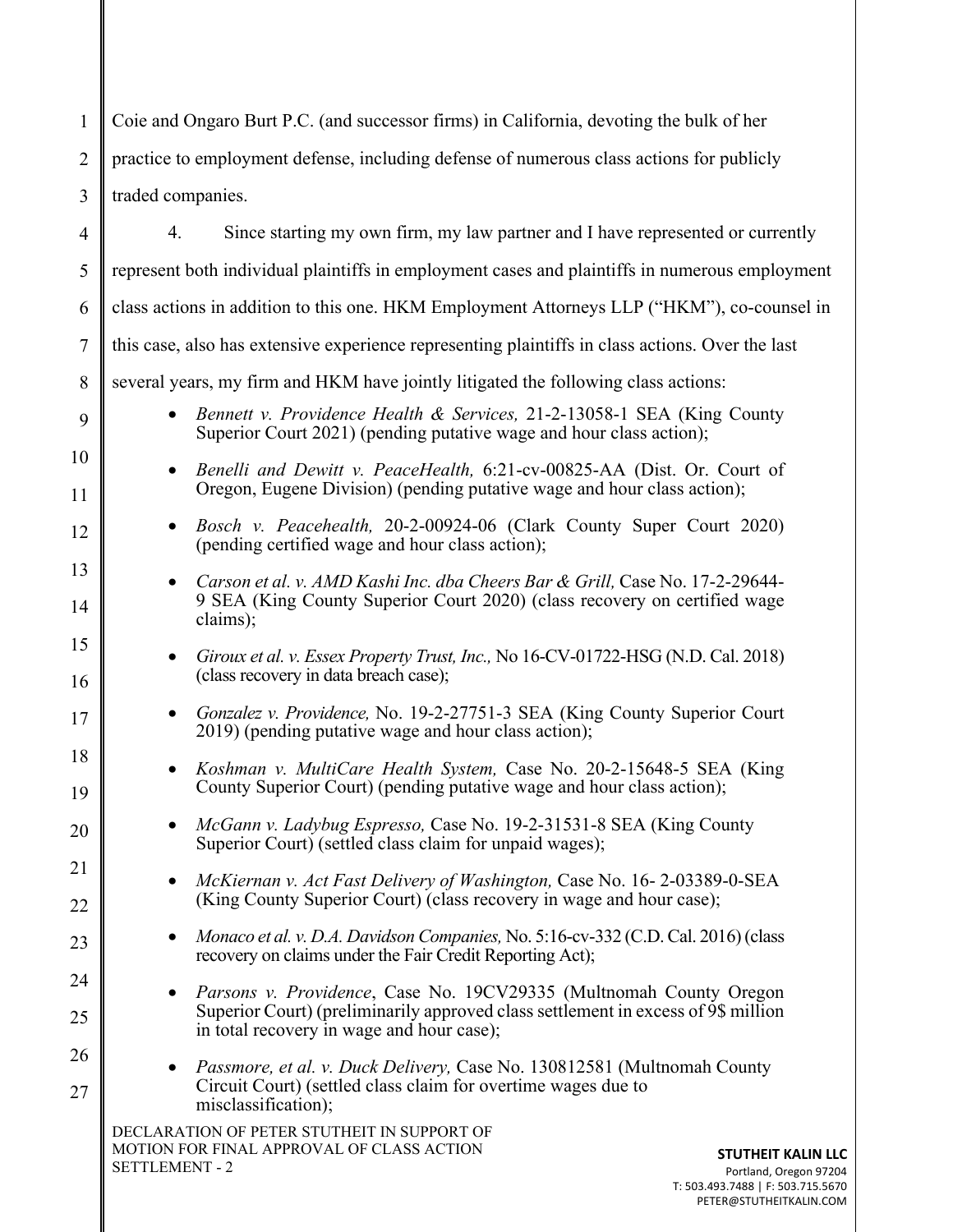Coie and Ongaro Burt P.C. (and successor firms) in California, devoting the bulk of her practice to employment defense, including defense of numerous class actions for publicly traded companies.

4. Since starting my own firm, my law partner and I have represented or currently represent both individual plaintiffs in employment cases and plaintiffs in numerous employment class actions in addition to this one. HKM Employment Attorneys LLP ("HKM"), co-counsel in this case, also has extensive experience representing plaintiffs in class actions. Over the last several years, my firm and HKM have jointly litigated the following class actions:

- *Bennett v. Providence Health & Services,* 21-2-13058-1 SEA (King County Superior Court 2021) (pending putative wage and hour class action);
- *Benelli and Dewitt v. PeaceHealth,* 6:21-cv-00825-AA (Dist. Or. Court of Oregon, Eugene Division) (pending putative wage and hour class action);
- *Bosch v. Peacehealth,* 20-2-00924-06 (Clark County Super Court 2020) (pending certified wage and hour class action);
- *Carson et al. v. AMD Kashi Inc. dba Cheers Bar & Grill,* Case No. 17-2-29644-9 SEA (King County Superior Court 2020) (class recovery on certified wage claims);
- *Giroux et al. v. Essex Property Trust, Inc.,* No 16-CV-01722-HSG (N.D. Cal. 2018) (class recovery in data breach case);
- *Gonzalez v. Providence,* No. 19-2-27751-3 SEA (King County Superior Court 2019) (pending putative wage and hour class action);
- *Koshman v. MultiCare Health System,* Case No. 20-2-15648-5 SEA (King County Superior Court) (pending putative wage and hour class action);
- *McGann v. Ladybug Espresso,* Case No. 19-2-31531-8 SEA (King County Superior Court) (settled class claim for unpaid wages);
- *McKiernan v. Act Fast Delivery of Washington,* Case No. 16- 2-03389-0-SEA (King County Superior Court) (class recovery in wage and hour case);
- *Monaco et al. v. D.A. Davidson Companies,* No. 5:16-cv-332 (C.D. Cal. 2016) (class recovery on claims under the Fair Credit Reporting Act);
- *Parsons v. Providence*, Case No. 19CV29335 (Multnomah County Oregon Superior Court) (preliminarily approved class settlement in excess of 9$ million in total recovery in wage and hour case);
- *Passmore, et al. v. Duck Delivery,* Case No. 130812581 (Multnomah County Circuit Court) (settled class claim for overtime wages due to misclassification);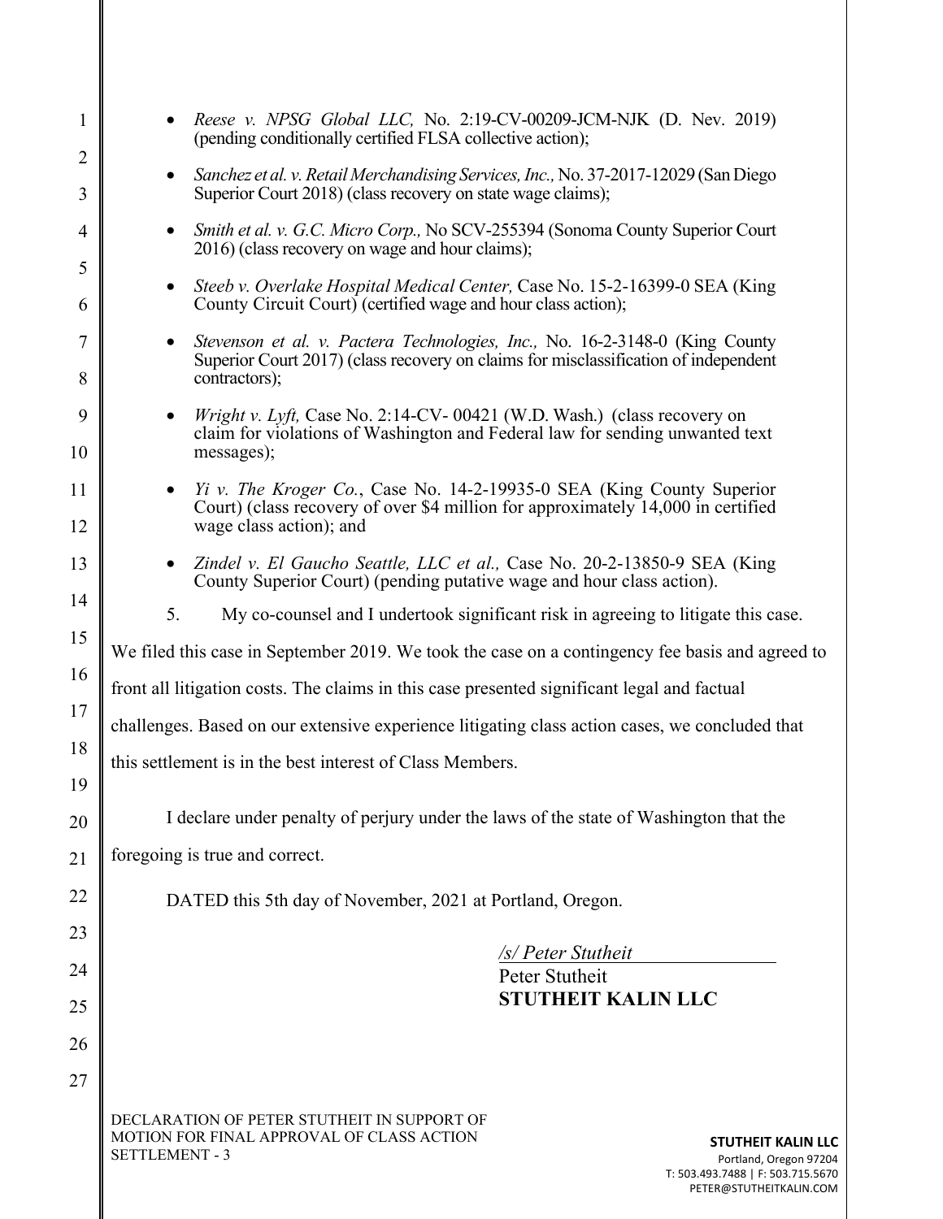- *Reese v. NPSG Global LLC,* No. 2:19-CV-00209-JCM-NJK (D. Nev. 2019) (pending conditionally certified FLSA collective action);
- *Sanchez et al. v. Retail Merchandising Services, Inc.,* No. 37-2017-12029 (San Diego Superior Court 2018) (class recovery on state wage claims);
- *Smith et al. v. G.C. Micro Corp.,* No SCV-255394 (Sonoma County Superior Court 2016) (class recovery on wage and hour claims);
- *Steeb v. Overlake Hospital Medical Center,* Case No. 15-2-16399-0 SEA (King County Circuit Court) (certified wage and hour class action);
- *Stevenson et al. v. Pactera Technologies, Inc.,* No. 16-2-3148-0 (King County Superior Court 2017) (class recovery on claims for misclassification of independent contractors);
- *Wright v. Lyft,* Case No. 2:14-CV- 00421 (W.D. Wash.) (class recovery on claim for violations of Washington and Federal law for sending unwanted text messages);
- *Yi v. The Kroger Co.*, Case No. 14-2-19935-0 SEA (King County Superior Court) (class recovery of over $4 million for approximately 14,000 in certified wage class action); and
- *Zindel v. El Gaucho Seattle, LLC et al.,* Case No. 20-2-13850-9 SEA (King County Superior Court) (pending putative wage and hour class action).

5. My co-counsel and I undertook significant risk in agreeing to litigate this case. We filed this case in September 2019. We took the case on a contingency fee basis and agreed to front all litigation costs. The claims in this case presented significant legal and factual challenges. Based on our extensive experience litigating class action cases, we concluded that this settlement is in the best interest of Class Members.

I declare under penalty of perjury under the laws of the state of Washington that the foregoing is true and correct.

DATED this 5th day of November, 2021 at Portland, Oregon.

*/s/ Peter Stutheit*
Peter Stutheit
**STUTHEIT KALIN LLC**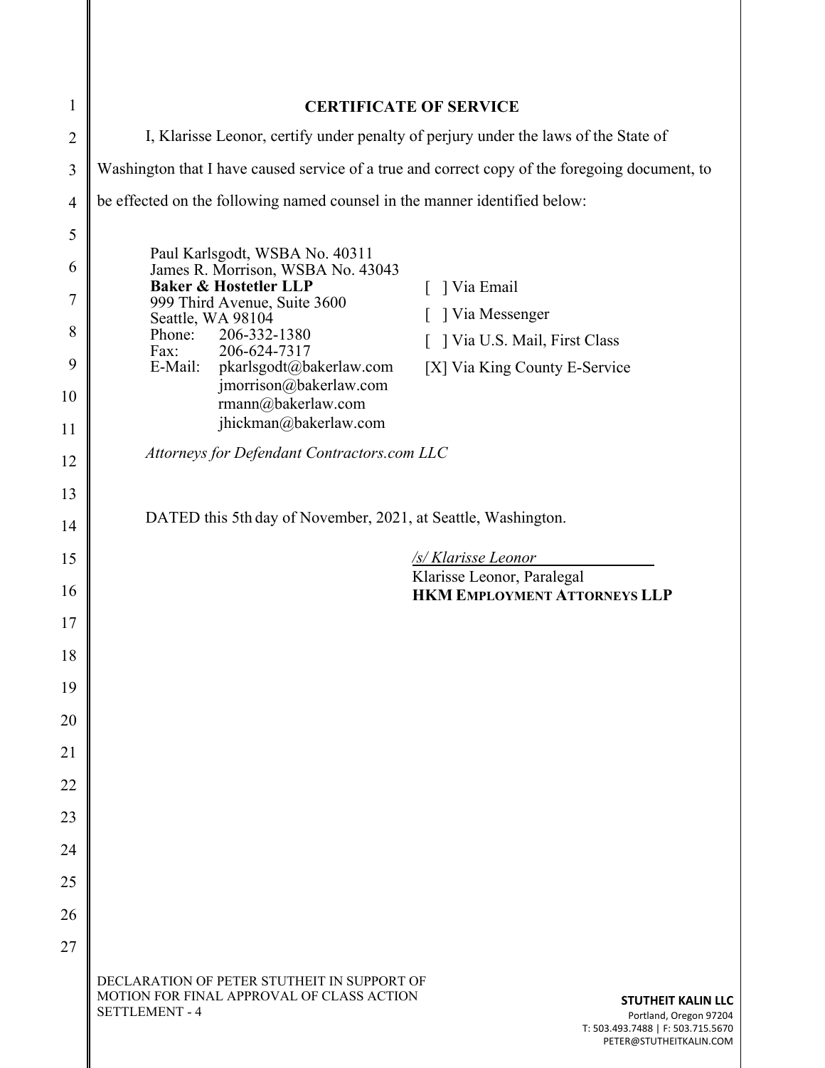## CERTIFICATE OF SERVICE

I, Klarisse Leonor, certify under penalty of perjury under the laws of the State of Washington that I have caused service of a true and correct copy of the foregoing document, to be effected on the following named counsel in the manner identified below:

Paul Karlsgodt, WSBA No. 40311
James R. Morrison, WSBA No. 43043
**Baker & Hostetler LLP**
999 Third Avenue, Suite 3600
Seattle, WA 98104
Phone: 206-332-1380
Fax: 206-624-7317
E-Mail: pkarlsgodt@bakerlaw.com
jmorrison@bakerlaw.com
rmann@bakerlaw.com
jhickman@bakerlaw.com

*Attorneys for Defendant Contractors.com LLC*

[ ] Via Email
[ ] Via Messenger
[ ] Via U.S. Mail, First Class
[X] Via King County E-Service

DATED this 5th day of November, 2021, at Seattle, Washington.

*/s/ Klarisse Leonor*
Klarisse Leonor, Paralegal
**HKM EMPLOYMENT ATTORNEYS LLP**